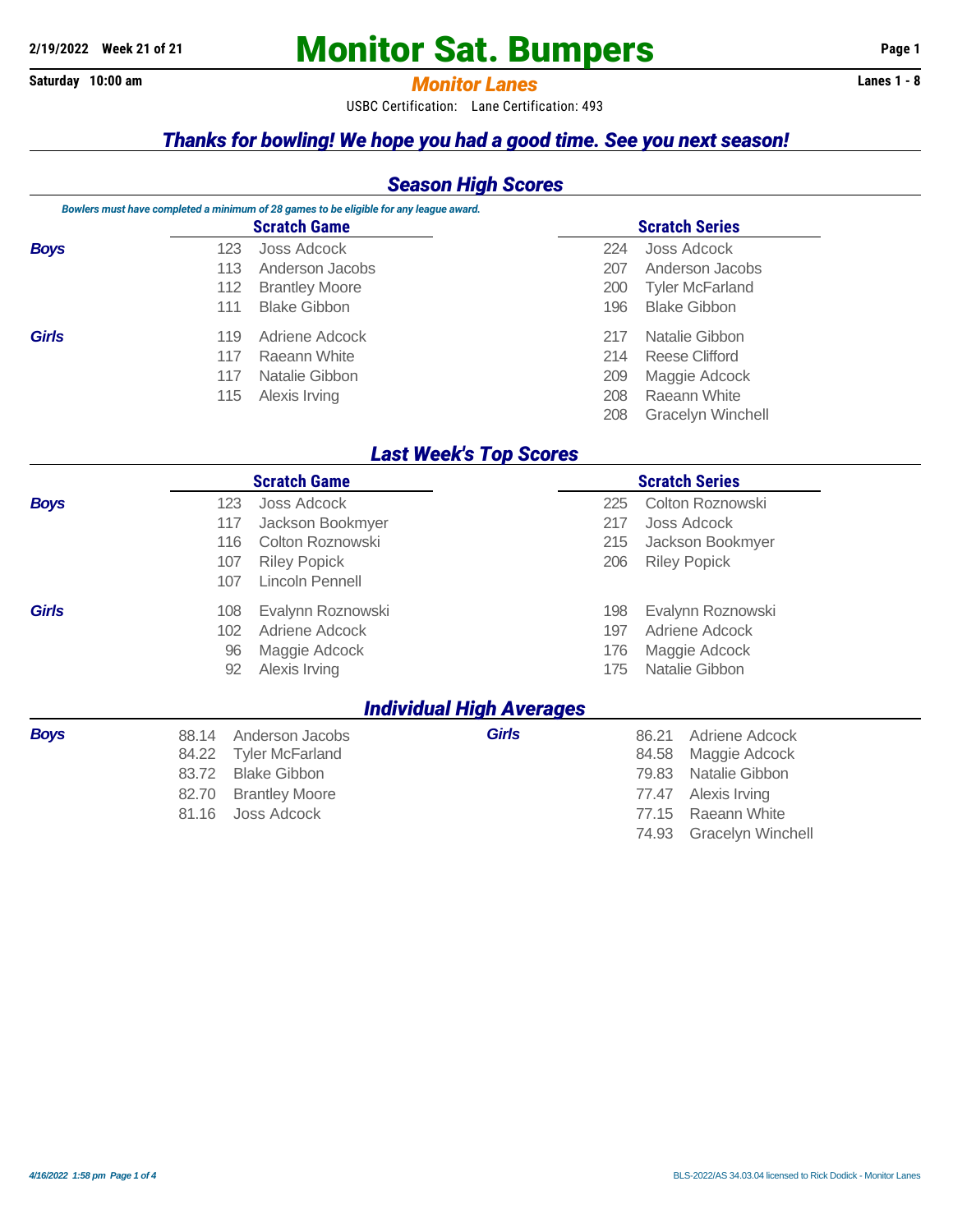**2/19/2022 Week 21 of 21**

# Monitor Sat. Bumpers

**Saturday 10:00 am** — ***Monitor Lanes*** — **Lanes 1 - 8**

USBC Certification: Lane Certification: 493

## *Thanks for bowling! We hope you had a good time. See you next season!*

## *Season High Scores*

*Bowlers must have completed a minimum of 28 games to be eligible for any league award.*

| | Scratch Game | | Scratch Series | |
|---|---|---|---|---|
| ***Boys*** | 123 | Joss Adcock | 224 | Joss Adcock |
| | 113 | Anderson Jacobs | 207 | Anderson Jacobs |
| | 112 | Brantley Moore | 200 | Tyler McFarland |
| | 111 | Blake Gibbon | 196 | Blake Gibbon |
| ***Girls*** | 119 | Adriene Adcock | 217 | Natalie Gibbon |
| | 117 | Raeann White | 214 | Reese Clifford |
| | 117 | Natalie Gibbon | 209 | Maggie Adcock |
| | 115 | Alexis Irving | 208 | Raeann White |
| | | | 208 | Gracelyn Winchell |

## *Last Week's Top Scores*

| | Scratch Game | | Scratch Series | |
|---|---|---|---|---|
| ***Boys*** | 123 | Joss Adcock | 225 | Colton Roznowski |
| | 117 | Jackson Bookmyer | 217 | Joss Adcock |
| | 116 | Colton Roznowski | 215 | Jackson Bookmyer |
| | 107 | Riley Popick | 206 | Riley Popick |
| | 107 | Lincoln Pennell | | |
| ***Girls*** | 108 | Evalynn Roznowski | 198 | Evalynn Roznowski |
| | 102 | Adriene Adcock | 197 | Adriene Adcock |
| | 96 | Maggie Adcock | 176 | Maggie Adcock |
| | 92 | Alexis Irving | 175 | Natalie Gibbon |

## *Individual High Averages*

| ***Boys*** | | ***Girls*** | |
|---|---|---|---|
| 88.14 | Anderson Jacobs | 86.21 | Adriene Adcock |
| 84.22 | Tyler McFarland | 84.58 | Maggie Adcock |
| 83.72 | Blake Gibbon | 79.83 | Natalie Gibbon |
| 82.70 | Brantley Moore | 77.47 | Alexis Irving |
| 81.16 | Joss Adcock | 77.15 | Raeann White |
| | | 74.93 | Gracelyn Winchell |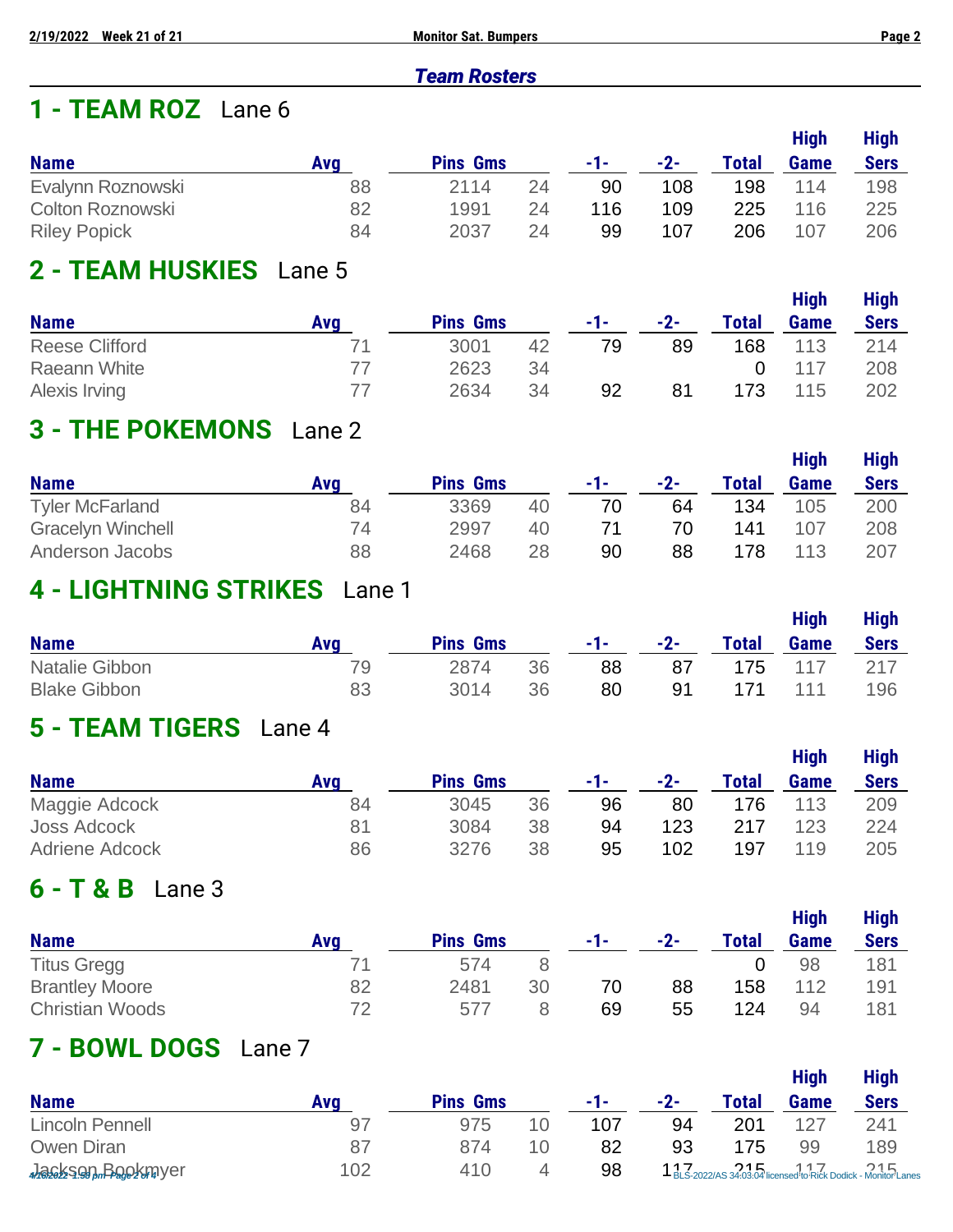## Team Rosters

## 1 - TEAM ROZ   Lane 6

| Name | Avg | Pins | Gms | -1- | -2- | Total | High Game | High Sers |
|---|---|---|---|---|---|---|---|---|
| Evalynn Roznowski | 88 | 2114 | 24 | 90 | 108 | 198 | 114 | 198 |
| Colton Roznowski | 82 | 1991 | 24 | 116 | 109 | 225 | 116 | 225 |
| Riley Popick | 84 | 2037 | 24 | 99 | 107 | 206 | 107 | 206 |

## 2 - TEAM HUSKIES   Lane 5

| Name | Avg | Pins | Gms | -1- | -2- | Total | High Game | High Sers |
|---|---|---|---|---|---|---|---|---|
| Reese Clifford | 71 | 3001 | 42 | 79 | 89 | 168 | 113 | 214 |
| Raeann White | 77 | 2623 | 34 | | | 0 | 117 | 208 |
| Alexis Irving | 77 | 2634 | 34 | 92 | 81 | 173 | 115 | 202 |

## 3 - THE POKEMONS   Lane 2

| Name | Avg | Pins | Gms | -1- | -2- | Total | High Game | High Sers |
|---|---|---|---|---|---|---|---|---|
| Tyler McFarland | 84 | 3369 | 40 | 70 | 64 | 134 | 105 | 200 |
| Gracelyn Winchell | 74 | 2997 | 40 | 71 | 70 | 141 | 107 | 208 |
| Anderson Jacobs | 88 | 2468 | 28 | 90 | 88 | 178 | 113 | 207 |

## 4 - LIGHTNING STRIKES   Lane 1

| Name | Avg | Pins | Gms | -1- | -2- | Total | High Game | High Sers |
|---|---|---|---|---|---|---|---|---|
| Natalie Gibbon | 79 | 2874 | 36 | 88 | 87 | 175 | 117 | 217 |
| Blake Gibbon | 83 | 3014 | 36 | 80 | 91 | 171 | 111 | 196 |

## 5 - TEAM TIGERS   Lane 4

| Name | Avg | Pins | Gms | -1- | -2- | Total | High Game | High Sers |
|---|---|---|---|---|---|---|---|---|
| Maggie Adcock | 84 | 3045 | 36 | 96 | 80 | 176 | 113 | 209 |
| Joss Adcock | 81 | 3084 | 38 | 94 | 123 | 217 | 123 | 224 |
| Adriene Adcock | 86 | 3276 | 38 | 95 | 102 | 197 | 119 | 205 |

## 6 - T & B   Lane 3

| Name | Avg | Pins | Gms | -1- | -2- | Total | High Game | High Sers |
|---|---|---|---|---|---|---|---|---|
| Titus Gregg | 71 | 574 | 8 | | | 0 | 98 | 181 |
| Brantley Moore | 82 | 2481 | 30 | 70 | 88 | 158 | 112 | 191 |
| Christian Woods | 72 | 577 | 8 | 69 | 55 | 124 | 94 | 181 |

## 7 - BOWL DOGS   Lane 7

| Name | Avg | Pins | Gms | -1- | -2- | Total | High Game | High Sers |
|---|---|---|---|---|---|---|---|---|
| Lincoln Pennell | 97 | 975 | 10 | 107 | 94 | 201 | 127 | 241 |
| Owen Diran | 87 | 874 | 10 | 82 | 93 | 175 | 99 | 189 |
| Jackson Bookmyer | 102 | 410 | 4 | 98 | 117 | 215 | 117 | 215 |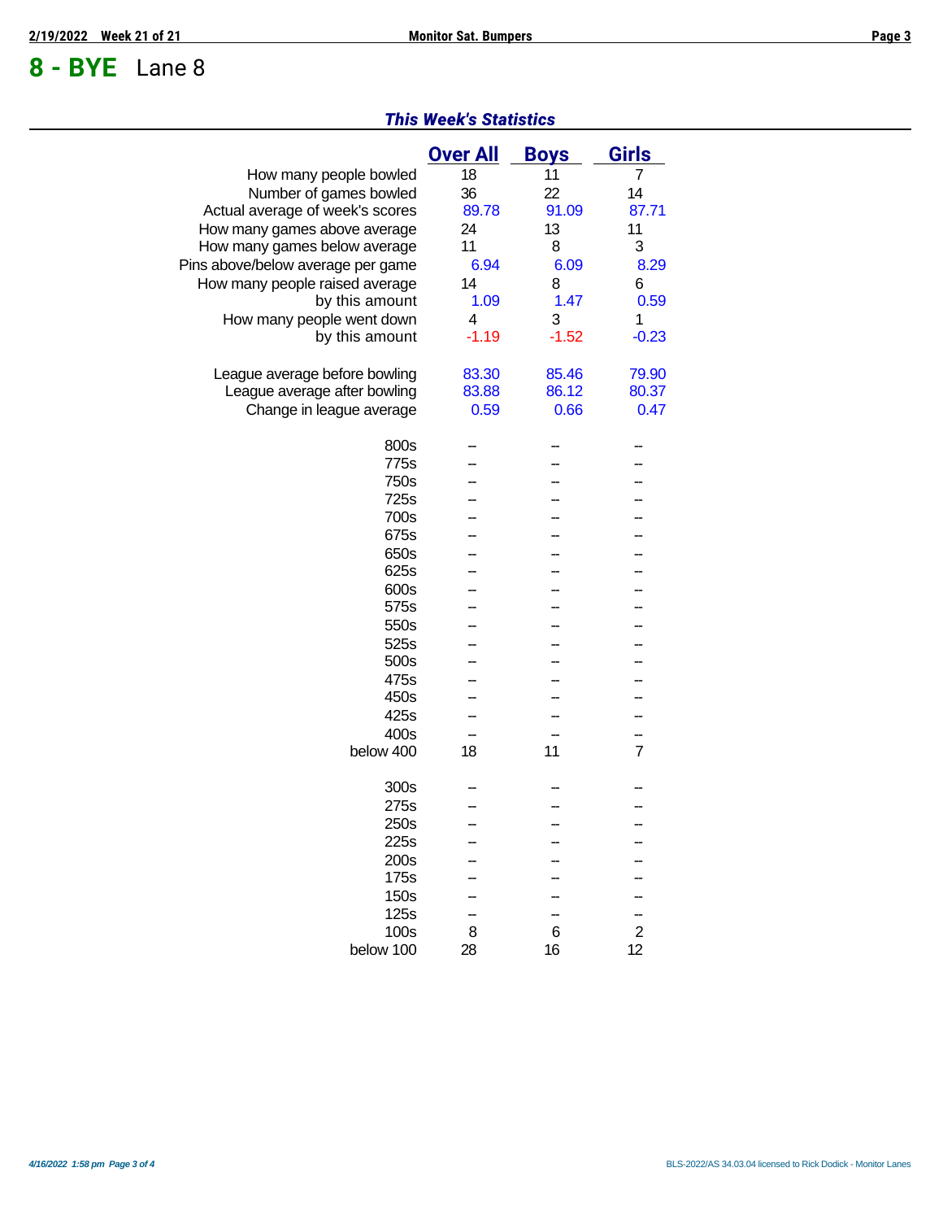# 8 - BYE Lane 8

### *This Week's Statistics*

| | Over All | Boys | Girls |
|---|---|---|---|
| How many people bowled | 18 | 11 | 7 |
| Number of games bowled | 36 | 22 | 14 |
| Actual average of week's scores | 89.78 | 91.09 | 87.71 |
| How many games above average | 24 | 13 | 11 |
| How many games below average | 11 | 8 | 3 |
| Pins above/below average per game | 6.94 | 6.09 | 8.29 |
| How many people raised average | 14 | 8 | 6 |
| by this amount | 1.09 | 1.47 | 0.59 |
| How many people went down | 4 | 3 | 1 |
| by this amount | -1.19 | -1.52 | -0.23 |
| | | | |
| League average before bowling | 83.30 | 85.46 | 79.90 |
| League average after bowling | 83.88 | 86.12 | 80.37 |
| Change in league average | 0.59 | 0.66 | 0.47 |
| | | | |
| 800s | -- | -- | -- |
| 775s | -- | -- | -- |
| 750s | -- | -- | -- |
| 725s | -- | -- | -- |
| 700s | -- | -- | -- |
| 675s | -- | -- | -- |
| 650s | -- | -- | -- |
| 625s | -- | -- | -- |
| 600s | -- | -- | -- |
| 575s | -- | -- | -- |
| 550s | -- | -- | -- |
| 525s | -- | -- | -- |
| 500s | -- | -- | -- |
| 475s | -- | -- | -- |
| 450s | -- | -- | -- |
| 425s | -- | -- | -- |
| 400s | -- | -- | -- |
| below 400 | 18 | 11 | 7 |
| | | | |
| 300s | -- | -- | -- |
| 275s | -- | -- | -- |
| 250s | -- | -- | -- |
| 225s | -- | -- | -- |
| 200s | -- | -- | -- |
| 175s | -- | -- | -- |
| 150s | -- | -- | -- |
| 125s | -- | -- | -- |
| 100s | 8 | 6 | 2 |
| below 100 | 28 | 16 | 12 |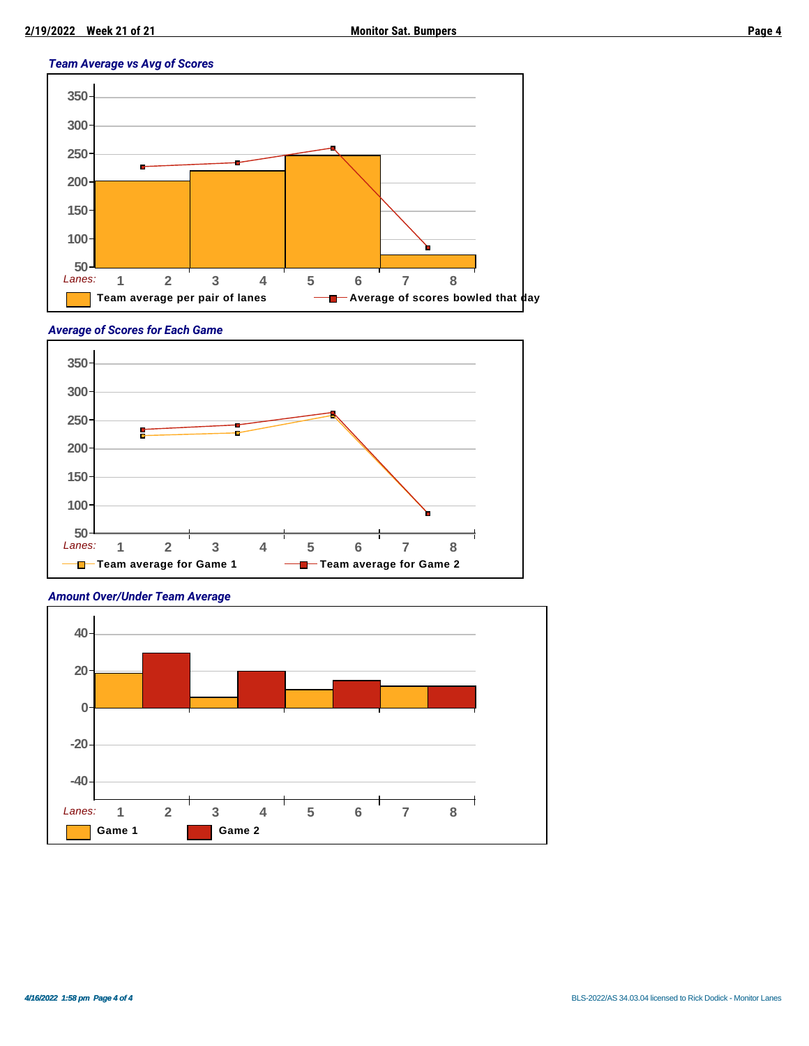### *Team Average vs Avg of Scores*

350
300
250
200
150
100
50

Lanes: 1 2 3 4 5 6 7 8

Team average per pair of lanes

Average of scores bowled that day

### *Average of Scores for Each Game*

350
300
250
200
150
100
50

Lanes: 1 2 3 4 5 6 7 8

Team average for Game 1

Team average for Game 2

### *Amount Over/Under Team Average*

40
20
0
-20
-40

Lanes: 1 2 3 4 5 6 7 8

Game 1

Game 2